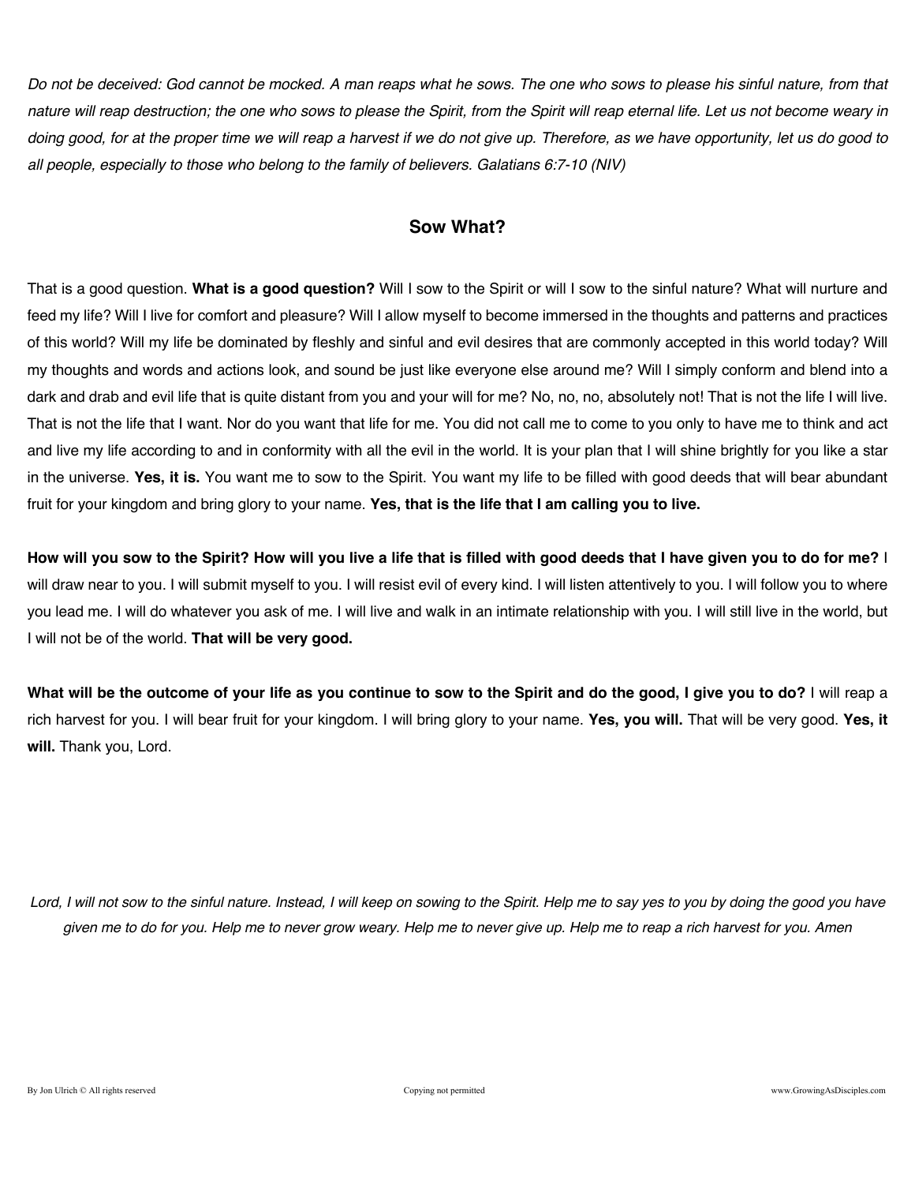*Do not be deceived: God cannot be mocked. A man reaps what he sows. The one who sows to please his sinful nature, from that nature will reap destruction; the one who sows to please the Spirit, from the Spirit will reap eternal life. Let us not become weary in doing good, for at the proper time we will reap a harvest if we do not give up. Therefore, as we have opportunity, let us do good to all people, especially to those who belong to the family of believers. Galatians 6:7-10 (NIV)*

## Sow What?

That is a good question. **What is a good question?** Will I sow to the Spirit or will I sow to the sinful nature? What will nurture and feed my life? Will I live for comfort and pleasure? Will I allow myself to become immersed in the thoughts and patterns and practices of this world? Will my life be dominated by fleshly and sinful and evil desires that are commonly accepted in this world today? Will my thoughts and words and actions look, and sound be just like everyone else around me? Will I simply conform and blend into a dark and drab and evil life that is quite distant from you and your will for me? No, no, no, absolutely not! That is not the life I will live. That is not the life that I want. Nor do you want that life for me. You did not call me to come to you only to have me to think and act and live my life according to and in conformity with all the evil in the world. It is your plan that I will shine brightly for you like a star in the universe. **Yes, it is.** You want me to sow to the Spirit. You want my life to be filled with good deeds that will bear abundant fruit for your kingdom and bring glory to your name. **Yes, that is the life that I am calling you to live.**

**How will you sow to the Spirit? How will you live a life that is filled with good deeds that I have given you to do for me?** I will draw near to you. I will submit myself to you. I will resist evil of every kind. I will listen attentively to you. I will follow you to where you lead me. I will do whatever you ask of me. I will live and walk in an intimate relationship with you. I will still live in the world, but I will not be of the world. **That will be very good.**

**What will be the outcome of your life as you continue to sow to the Spirit and do the good, I give you to do?** I will reap a rich harvest for you. I will bear fruit for your kingdom. I will bring glory to your name. **Yes, you will.** That will be very good. **Yes, it will.** Thank you, Lord.

*Lord, I will not sow to the sinful nature. Instead, I will keep on sowing to the Spirit. Help me to say yes to you by doing the good you have given me to do for you. Help me to never grow weary. Help me to never give up. Help me to reap a rich harvest for you. Amen*

By Jon Ulrich © All rights reserved | Copying not permitted | www.GrowingAsDisciples.com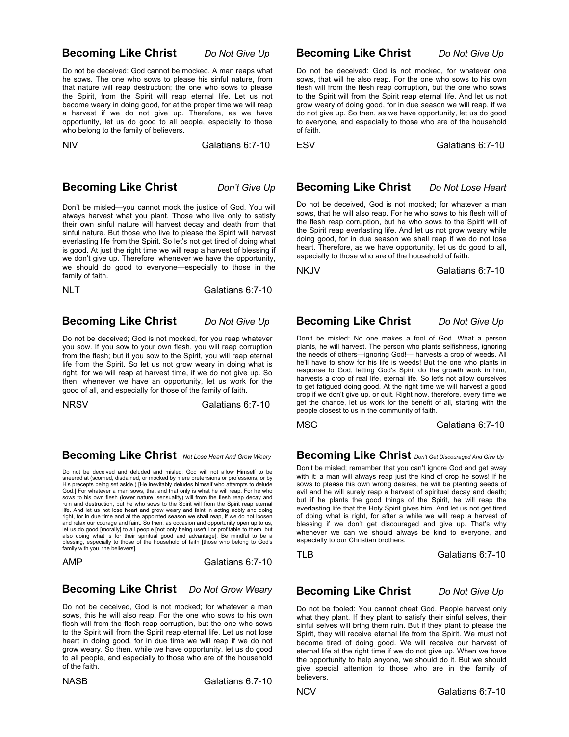## Becoming Like Christ — *Do Not Give Up*

Do not be deceived: God cannot be mocked. A man reaps what he sows. The one who sows to please his sinful nature, from that nature will reap destruction; the one who sows to please the Spirit, from the Spirit will reap eternal life. Let us not become weary in doing good, for at the proper time we will reap a harvest if we do not give up. Therefore, as we have opportunity, let us do good to all people, especially to those who belong to the family of believers.

NIV — Galatians 6:7-10

## Becoming Like Christ — *Do Not Give Up*

Do not be deceived: God is not mocked, for whatever one sows, that will he also reap. For the one who sows to his own flesh will from the flesh reap corruption, but the one who sows to the Spirit will from the Spirit reap eternal life. And let us not grow weary of doing good, for in due season we will reap, if we do not give up. So then, as we have opportunity, let us do good to everyone, and especially to those who are of the household of faith.

ESV — Galatians 6:7-10

## Becoming Like Christ — *Don't Give Up*

Don't be misled—you cannot mock the justice of God. You will always harvest what you plant. Those who live only to satisfy their own sinful nature will harvest decay and death from that sinful nature. But those who live to please the Spirit will harvest everlasting life from the Spirit. So let's not get tired of doing what is good. At just the right time we will reap a harvest of blessing if we don't give up. Therefore, whenever we have the opportunity, we should do good to everyone—especially to those in the family of faith.

NLT — Galatians 6:7-10

## Becoming Like Christ — *Do Not Lose Heart*

Do not be deceived, God is not mocked; for whatever a man sows, that he will also reap. For he who sows to his flesh will of the flesh reap corruption, but he who sows to the Spirit will of the Spirit reap everlasting life. And let us not grow weary while doing good, for in due season we shall reap if we do not lose heart. Therefore, as we have opportunity, let us do good to all, especially to those who are of the household of faith.

NKJV — Galatians 6:7-10

## Becoming Like Christ — *Do Not Give Up*

Do not be deceived; God is not mocked, for you reap whatever you sow. If you sow to your own flesh, you will reap corruption from the flesh; but if you sow to the Spirit, you will reap eternal life from the Spirit. So let us not grow weary in doing what is right, for we will reap at harvest time, if we do not give up. So then, whenever we have an opportunity, let us work for the good of all, and especially for those of the family of faith.

NRSV — Galatians 6:7-10

## Becoming Like Christ — *Do Not Give Up*

Don't be misled: No one makes a fool of God. What a person plants, he will harvest. The person who plants selfishness, ignoring the needs of others—ignoring God!— harvests a crop of weeds. All he'll have to show for his life is weeds! But the one who plants in response to God, letting God's Spirit do the growth work in him, harvests a crop of real life, eternal life. So let's not allow ourselves to get fatigued doing good. At the right time we will harvest a good crop if we don't give up, or quit. Right now, therefore, every time we get the chance, let us work for the benefit of all, starting with the people closest to us in the community of faith.

MSG — Galatians 6:7-10

## Becoming Like Christ — *Not Lose Heart And Grow Weary*

Do not be deceived and deluded and misled; God will not allow Himself to be sneered at (scorned, disdained, or mocked by mere pretensions or professions, or by His precepts being set aside.) [He inevitably deludes himself who attempts to delude God.] For whatever a man sows, that and that only is what he will reap. For he who sows to his own flesh (lower nature, sensuality) will from the flesh reap decay and ruin and destruction, but he who sows to the Spirit will from the Spirit reap eternal life. And let us not lose heart and grow weary and faint in acting nobly and doing right, for in due time and at the appointed season we shall reap, if we do not loosen and relax our courage and faint. So then, as occasion and opportunity open up to us, let us do good [morally] to all people [not only being useful or profitable to them, but also doing what is for their spiritual good and advantage]. Be mindful to be a blessing, especially to those of the household of faith [those who belong to God's family with you, the believers].

AMP — Galatians 6:7-10

## Becoming Like Christ — *Don't Get Discouraged And Give Up*

Don't be misled; remember that you can't ignore God and get away with it: a man will always reap just the kind of crop he sows! If he sows to please his own wrong desires, he will be planting seeds of evil and he will surely reap a harvest of spiritual decay and death; but if he plants the good things of the Spirit, he will reap the everlasting life that the Holy Spirit gives him. And let us not get tired of doing what is right, for after a while we will reap a harvest of blessing if we don't get discouraged and give up. That's why whenever we can we should always be kind to everyone, and especially to our Christian brothers.

TLB — Galatians 6:7-10

## Becoming Like Christ — *Do Not Grow Weary*

Do not be deceived, God is not mocked; for whatever a man sows, this he will also reap. For the one who sows to his own flesh will from the flesh reap corruption, but the one who sows to the Spirit will from the Spirit reap eternal life. Let us not lose heart in doing good, for in due time we will reap if we do not grow weary. So then, while we have opportunity, let us do good to all people, and especially to those who are of the household of the faith.

NASB — Galatians 6:7-10

## Becoming Like Christ — *Do Not Give Up*

Do not be fooled: You cannot cheat God. People harvest only what they plant. If they plant to satisfy their sinful selves, their sinful selves will bring them ruin. But if they plant to please the Spirit, they will receive eternal life from the Spirit. We must not become tired of doing good. We will receive our harvest of eternal life at the right time if we do not give up. When we have the opportunity to help anyone, we should do it. But we should give special attention to those who are in the family of believers.

NCV — Galatians 6:7-10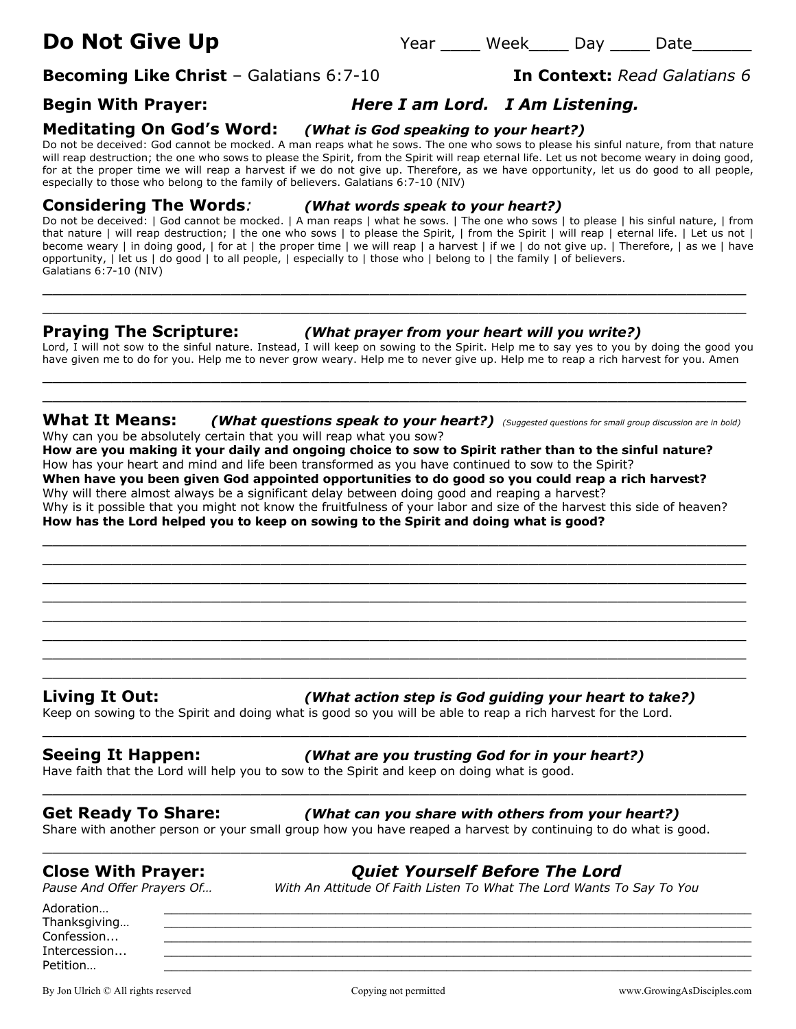# Do Not Give Up

Year ____ Week____ Day ____ Date______

**Becoming Like Christ** – Galatians 6:7-10 **In Context:** *Read Galatians 6*

## Begin With Prayer: *Here I am Lord. I Am Listening.*

## Meditating On God's Word: *(What is God speaking to your heart?)*

Do not be deceived: God cannot be mocked. A man reaps what he sows. The one who sows to please his sinful nature, from that nature will reap destruction; the one who sows to please the Spirit, from the Spirit will reap eternal life. Let us not become weary in doing good, for at the proper time we will reap a harvest if we do not give up. Therefore, as we have opportunity, let us do good to all people, especially to those who belong to the family of believers. Galatians 6:7-10 (NIV)

## Considering The Words*:* *(What words speak to your heart?)*

Do not be deceived: | God cannot be mocked. | A man reaps | what he sows. | The one who sows | to please | his sinful nature, | from that nature | will reap destruction; | the one who sows | to please the Spirit, | from the Spirit | will reap | eternal life. | Let us not | become weary | in doing good, | for at | the proper time | we will reap | a harvest | if we | do not give up. | Therefore, | as we | have opportunity, | let us | do good | to all people, | especially to | those who | belong to | the family | of believers.
Galatians 6:7-10 (NIV)

________________________________________________________________________________

________________________________________________________________________________

## Praying The Scripture: *(What prayer from your heart will you write?)*

Lord, I will not sow to the sinful nature. Instead, I will keep on sowing to the Spirit. Help me to say yes to you by doing the good you have given me to do for you. Help me to never grow weary. Help me to never give up. Help me to reap a rich harvest for you. Amen

________________________________________________________________________________

________________________________________________________________________________

## What It Means: *(What questions speak to your heart?)* *(Suggested questions for small group discussion are in bold)*

Why can you be absolutely certain that you will reap what you sow?
**How are you making it your daily and ongoing choice to sow to Spirit rather than to the sinful nature?**
How has your heart and mind and life been transformed as you have continued to sow to the Spirit?
**When have you been given God appointed opportunities to do good so you could reap a rich harvest?**
Why will there almost always be a significant delay between doing good and reaping a harvest?
Why is it possible that you might not know the fruitfulness of your labor and size of the harvest this side of heaven?
**How has the Lord helped you to keep on sowing to the Spirit and doing what is good?**

________________________________________________________________________________

________________________________________________________________________________

________________________________________________________________________________

________________________________________________________________________________

________________________________________________________________________________

________________________________________________________________________________

________________________________________________________________________________

________________________________________________________________________________

## Living It Out: *(What action step is God guiding your heart to take?)*

Keep on sowing to the Spirit and doing what is good so you will be able to reap a rich harvest for the Lord.

________________________________________________________________________________

## Seeing It Happen: *(What are you trusting God for in your heart?)*

Have faith that the Lord will help you to sow to the Spirit and keep on doing what is good.

________________________________________________________________________________

## Get Ready To Share: *(What can you share with others from your heart?)*

Share with another person or your small group how you have reaped a harvest by continuing to do what is good.

________________________________________________________________________________

## Close With Prayer: *Quiet Yourself Before The Lord*

*Pause And Offer Prayers Of…* *With An Attitude Of Faith Listen To What The Lord Wants To Say To You*

Adoration… ________________________________________________________________

Thanksgiving… ______________________________________________________________

Confession... ________________________________________________________________

Intercession... _______________________________________________________________

Petition… __________________________________________________________________

By Jon Ulrich © All rights reserved Copying not permitted www.GrowingAsDisciples.com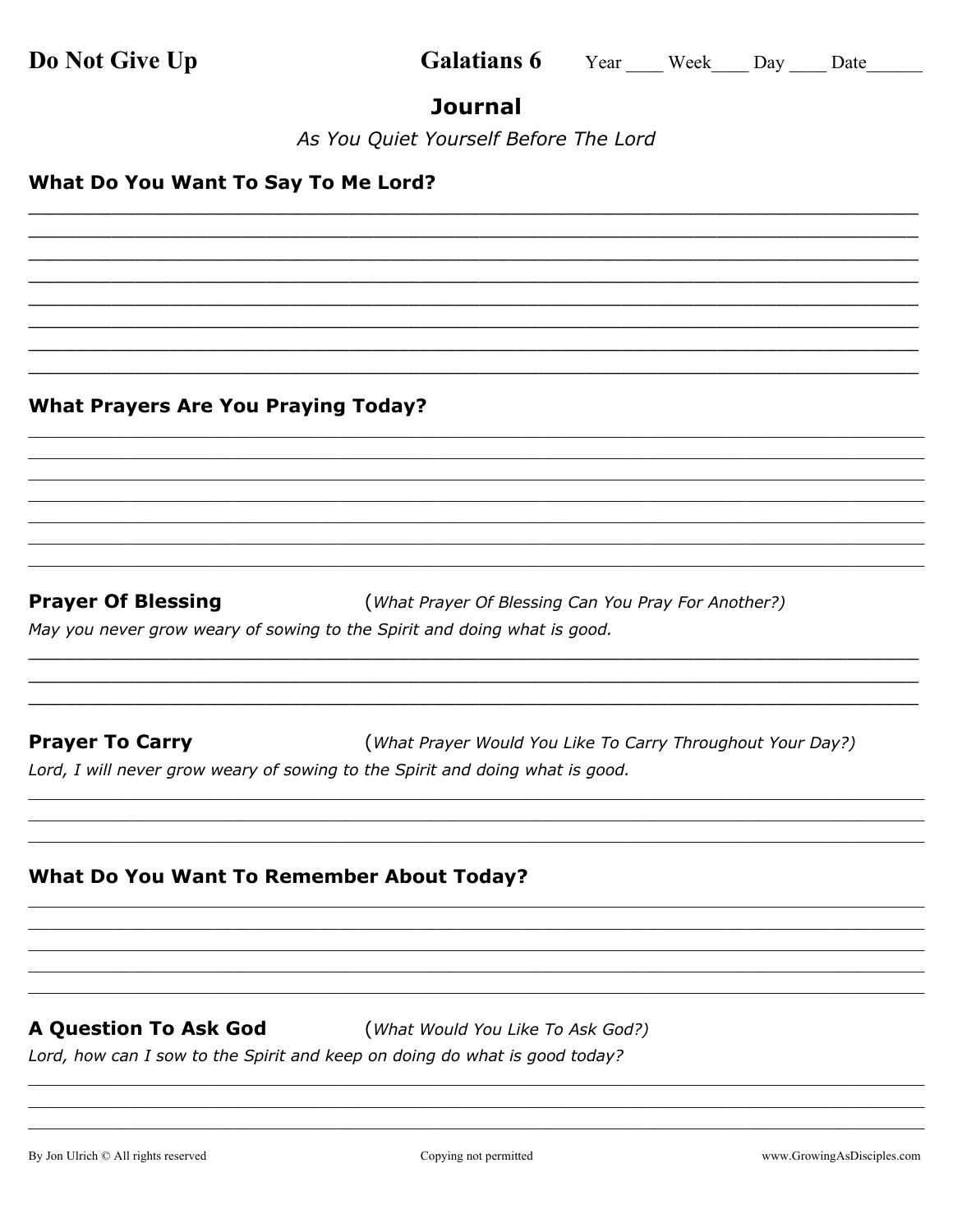**Do Not Give Up** **Galatians 6** Year ____ Week____ Day ____ Date______

## Journal

*As You Quiet Yourself Before The Lord*

### What Do You Want To Say To Me Lord?

________________________________________________________________________________
________________________________________________________________________________
________________________________________________________________________________
________________________________________________________________________________
________________________________________________________________________________
________________________________________________________________________________
________________________________________________________________________________
________________________________________________________________________________

### What Prayers Are You Praying Today?

________________________________________________________________________________
________________________________________________________________________________
________________________________________________________________________________
________________________________________________________________________________
________________________________________________________________________________
________________________________________________________________________________
________________________________________________________________________________

### Prayer Of Blessing (*What Prayer Of Blessing Can You Pray For Another?*)

*May you never grow weary of sowing to the Spirit and doing what is good.*

________________________________________________________________________________
________________________________________________________________________________
________________________________________________________________________________

### Prayer To Carry (*What Prayer Would You Like To Carry Throughout Your Day?*)

*Lord, I will never grow weary of sowing to the Spirit and doing what is good.*

________________________________________________________________________________
________________________________________________________________________________
________________________________________________________________________________

### What Do You Want To Remember About Today?

________________________________________________________________________________
________________________________________________________________________________
________________________________________________________________________________
________________________________________________________________________________
________________________________________________________________________________

### A Question To Ask God (*What Would You Like To Ask God?*)

*Lord, how can I sow to the Spirit and keep on doing do what is good today?*

________________________________________________________________________________
________________________________________________________________________________
________________________________________________________________________________

By Jon Ulrich © All rights reserved Copying not permitted www.GrowingAsDisciples.com